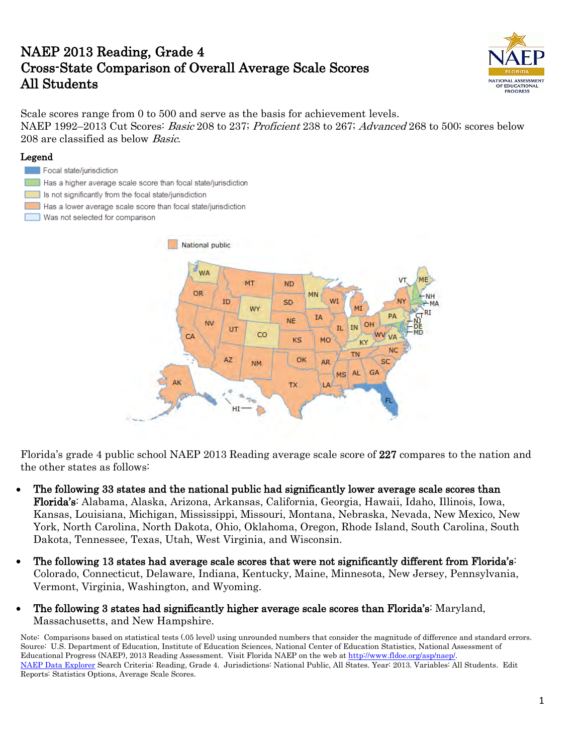# NAEP 2013 Reading, Grade 4
# Cross-State Comparison of Overall Average Scale Scores
# All Students

Scale scores range from 0 to 500 and serve as the basis for achievement levels.
NAEP 1992–2013 Cut Scores: *Basic* 208 to 237; *Proficient* 238 to 267; *Advanced* 268 to 500; scores below 208 are classified as below *Basic*.

**Legend**

- Focal state/jurisdiction
- Has a higher average scale score than focal state/jurisdiction
- Is not significantly from the focal state/jurisdiction
- Has a lower average scale score than focal state/jurisdiction
- Was not selected for comparison

National public

Florida's grade 4 public school NAEP 2013 Reading average scale score of **227** compares to the nation and the other states as follows:

- **The following 33 states and the national public had significantly lower average scale scores than Florida's**: Alabama, Alaska, Arizona, Arkansas, California, Georgia, Hawaii, Idaho, Illinois, Iowa, Kansas, Louisiana, Michigan, Mississippi, Missouri, Montana, Nebraska, Nevada, New Mexico, New York, North Carolina, North Dakota, Ohio, Oklahoma, Oregon, Rhode Island, South Carolina, South Dakota, Tennessee, Texas, Utah, West Virginia, and Wisconsin.
- **The following 13 states had average scale scores that were not significantly different from Florida's**: Colorado, Connecticut, Delaware, Indiana, Kentucky, Maine, Minnesota, New Jersey, Pennsylvania, Vermont, Virginia, Washington, and Wyoming.
- **The following 3 states had significantly higher average scale scores than Florida's**: Maryland, Massachusetts, and New Hampshire.

Note: Comparisons based on statistical tests (.05 level) using unrounded numbers that consider the magnitude of difference and standard errors.
Source: U.S. Department of Education, Institute of Education Sciences, National Center of Education Statistics, National Assessment of Educational Progress (NAEP), 2013 Reading Assessment. Visit Florida NAEP on the web at http://www.fldoe.org/asp/naep/.
NAEP Data Explorer Search Criteria: Reading, Grade 4. Jurisdictions: National Public, All States. Year: 2013. Variables: All Students. Edit Reports: Statistics Options, Average Scale Scores.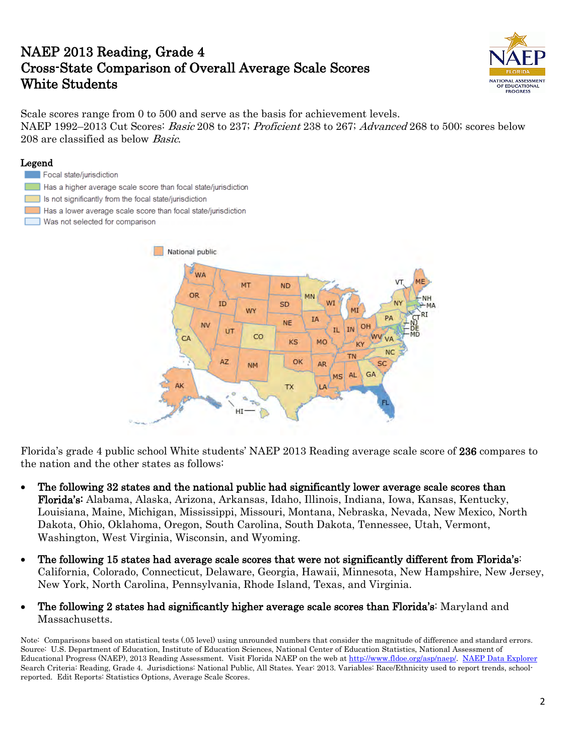# NAEP 2013 Reading, Grade 4
# Cross-State Comparison of Overall Average Scale Scores
# White Students

Scale scores range from 0 to 500 and serve as the basis for achievement levels.
NAEP 1992–2013 Cut Scores: *Basic* 208 to 237; *Proficient* 238 to 267; *Advanced* 268 to 500; scores below 208 are classified as below *Basic*.

**Legend**

- Focal state/jurisdiction
- Has a higher average scale score than focal state/jurisdiction
- Is not significantly from the focal state/jurisdiction
- Has a lower average scale score than focal state/jurisdiction
- Was not selected for comparison

National public

Florida's grade 4 public school White students' NAEP 2013 Reading average scale score of **236** compares to the nation and the other states as follows:

- **The following 32 states and the national public had significantly lower average scale scores than Florida's:** Alabama, Alaska, Arizona, Arkansas, Idaho, Illinois, Indiana, Iowa, Kansas, Kentucky, Louisiana, Maine, Michigan, Mississippi, Missouri, Montana, Nebraska, Nevada, New Mexico, North Dakota, Ohio, Oklahoma, Oregon, South Carolina, South Dakota, Tennessee, Utah, Vermont, Washington, West Virginia, Wisconsin, and Wyoming.
- **The following 15 states had average scale scores that were not significantly different from Florida's**: California, Colorado, Connecticut, Delaware, Georgia, Hawaii, Minnesota, New Hampshire, New Jersey, New York, North Carolina, Pennsylvania, Rhode Island, Texas, and Virginia.
- **The following 2 states had significantly higher average scale scores than Florida's**: Maryland and Massachusetts.

Note: Comparisons based on statistical tests (.05 level) using unrounded numbers that consider the magnitude of difference and standard errors.
Source: U.S. Department of Education, Institute of Education Sciences, National Center of Education Statistics, National Assessment of Educational Progress (NAEP), 2013 Reading Assessment. Visit Florida NAEP on the web at http://www.fldoe.org/asp/naep/. NAEP Data Explorer Search Criteria: Reading, Grade 4. Jurisdictions: National Public, All States. Year: 2013. Variables: Race/Ethnicity used to report trends, school-reported. Edit Reports: Statistics Options, Average Scale Scores.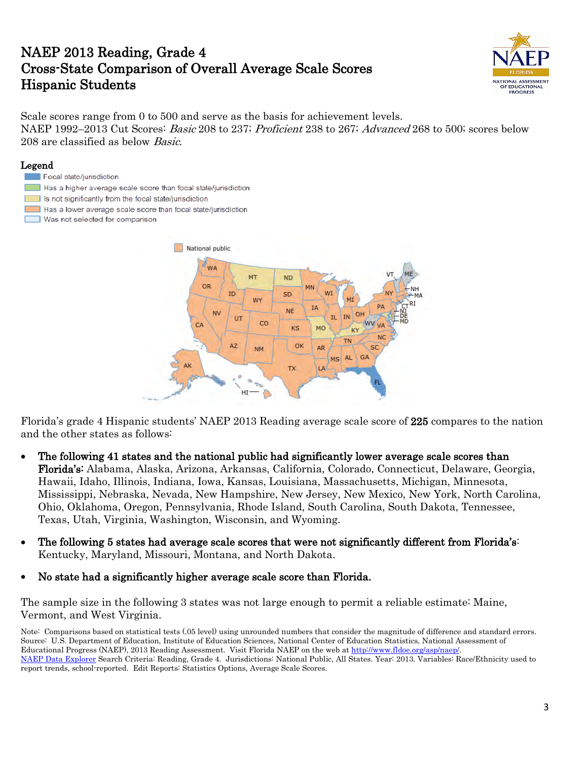# NAEP 2013 Reading, Grade 4
# Cross-State Comparison of Overall Average Scale Scores
# Hispanic Students

Scale scores range from 0 to 500 and serve as the basis for achievement levels.
NAEP 1992–2013 Cut Scores: *Basic* 208 to 237; *Proficient* 238 to 267; *Advanced* 268 to 500; scores below 208 are classified as below *Basic*.

**Legend**

- Focal state/jurisdiction
- Has a higher average scale score than focal state/jurisdiction
- Is not significantly from the focal state/jurisdiction
- Has a lower average scale score than focal state/jurisdiction
- Was not selected for comparison

Florida's grade 4 Hispanic students' NAEP 2013 Reading average scale score of **225** compares to the nation and the other states as follows:

- **The following 41 states and the national public had significantly lower average scale scores than Florida's:** Alabama, Alaska, Arizona, Arkansas, California, Colorado, Connecticut, Delaware, Georgia, Hawaii, Idaho, Illinois, Indiana, Iowa, Kansas, Louisiana, Massachusetts, Michigan, Minnesota, Mississippi, Nebraska, Nevada, New Hampshire, New Jersey, New Mexico, New York, North Carolina, Ohio, Oklahoma, Oregon, Pennsylvania, Rhode Island, South Carolina, South Dakota, Tennessee, Texas, Utah, Virginia, Washington, Wisconsin, and Wyoming.
- **The following 5 states had average scale scores that were not significantly different from Florida's:** Kentucky, Maryland, Missouri, Montana, and North Dakota.
- **No state had a significantly higher average scale score than Florida.**

The sample size in the following 3 states was not large enough to permit a reliable estimate: Maine, Vermont, and West Virginia.

Note: Comparisons based on statistical tests (.05 level) using unrounded numbers that consider the magnitude of difference and standard errors.
Source: U.S. Department of Education, Institute of Education Sciences, National Center of Education Statistics, National Assessment of Educational Progress (NAEP), 2013 Reading Assessment. Visit Florida NAEP on the web at http://www.fldoe.org/asp/naep/.
NAEP Data Explorer Search Criteria: Reading, Grade 4. Jurisdictions: National Public, All States. Year: 2013. Variables: Race/Ethnicity used to report trends, school-reported. Edit Reports: Statistics Options, Average Scale Scores.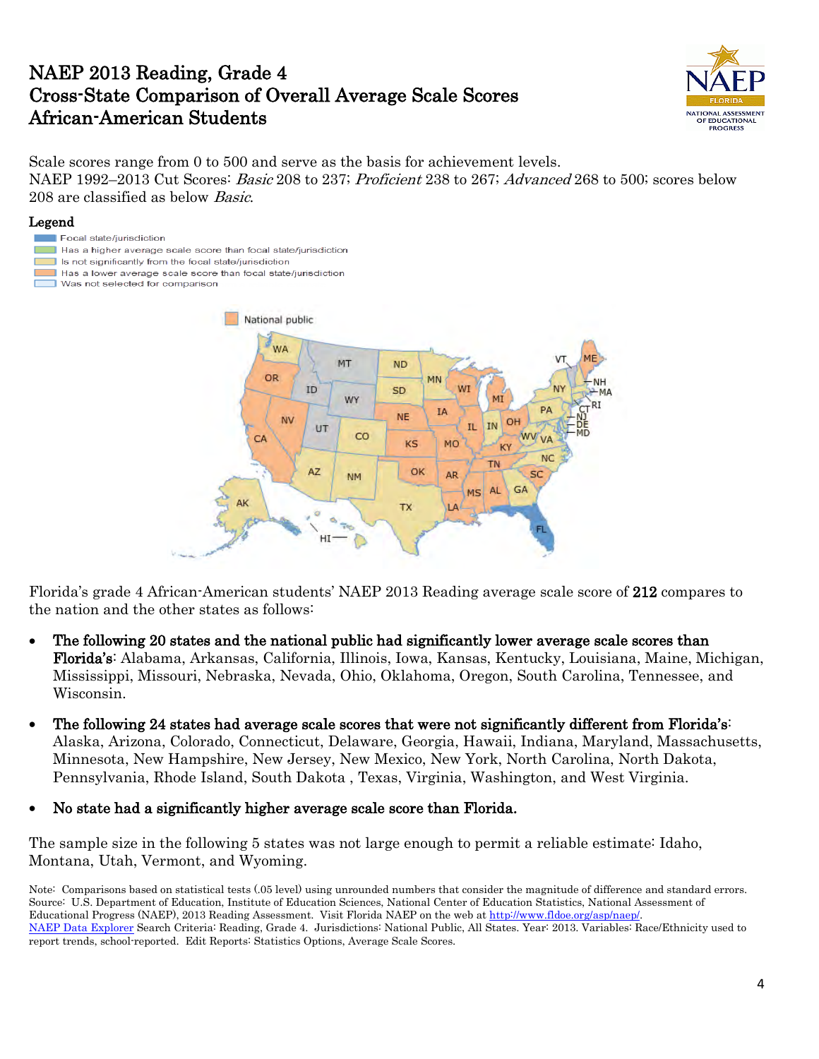# NAEP 2013 Reading, Grade 4
# Cross-State Comparison of Overall Average Scale Scores
# African-American Students

Scale scores range from 0 to 500 and serve as the basis for achievement levels.
NAEP 1992–2013 Cut Scores: *Basic* 208 to 237; *Proficient* 238 to 267; *Advanced* 268 to 500; scores below 208 are classified as below *Basic*.

**Legend**

- Focal state/jurisdiction
- Has a higher average scale score than focal state/jurisdiction
- Is not significantly from the focal state/jurisdiction
- Has a lower average scale score than focal state/jurisdiction
- Was not selected for comparison

National public

Florida's grade 4 African-American students' NAEP 2013 Reading average scale score of **212** compares to the nation and the other states as follows:

- **The following 20 states and the national public had significantly lower average scale scores than Florida's**: Alabama, Arkansas, California, Illinois, Iowa, Kansas, Kentucky, Louisiana, Maine, Michigan, Mississippi, Missouri, Nebraska, Nevada, Ohio, Oklahoma, Oregon, South Carolina, Tennessee, and Wisconsin.
- **The following 24 states had average scale scores that were not significantly different from Florida's**: Alaska, Arizona, Colorado, Connecticut, Delaware, Georgia, Hawaii, Indiana, Maryland, Massachusetts, Minnesota, New Hampshire, New Jersey, New Mexico, New York, North Carolina, North Dakota, Pennsylvania, Rhode Island, South Dakota , Texas, Virginia, Washington, and West Virginia.
- **No state had a significantly higher average scale score than Florida.**

The sample size in the following 5 states was not large enough to permit a reliable estimate: Idaho, Montana, Utah, Vermont, and Wyoming.

Note: Comparisons based on statistical tests (.05 level) using unrounded numbers that consider the magnitude of difference and standard errors.
Source: U.S. Department of Education, Institute of Education Sciences, National Center of Education Statistics, National Assessment of Educational Progress (NAEP), 2013 Reading Assessment. Visit Florida NAEP on the web at http://www.fldoe.org/asp/naep/.
NAEP Data Explorer Search Criteria: Reading, Grade 4. Jurisdictions: National Public, All States. Year: 2013. Variables: Race/Ethnicity used to report trends, school-reported. Edit Reports: Statistics Options, Average Scale Scores.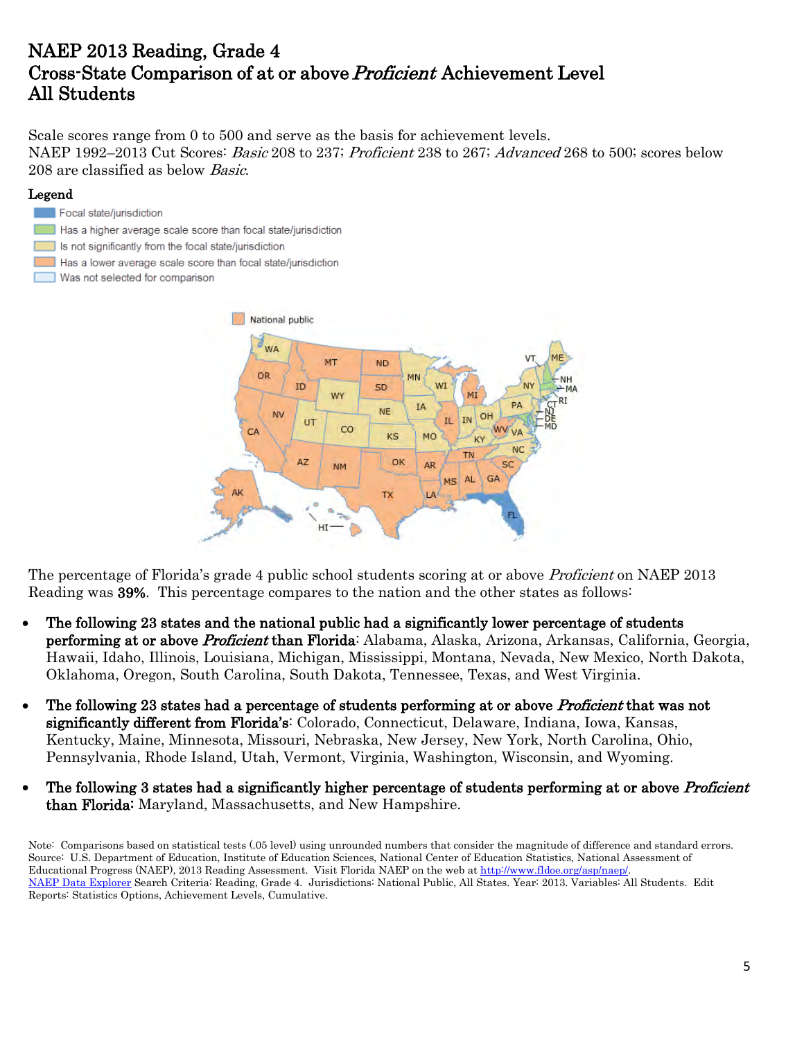# NAEP 2013 Reading, Grade 4
# Cross-State Comparison of at or above *Proficient* Achievement Level
# All Students

Scale scores range from 0 to 500 and serve as the basis for achievement levels.
NAEP 1992–2013 Cut Scores: *Basic* 208 to 237; *Proficient* 238 to 267; *Advanced* 268 to 500; scores below 208 are classified as below *Basic*.

**Legend**

- Focal state/jurisdiction
- Has a higher average scale score than focal state/jurisdiction
- Is not significantly from the focal state/jurisdiction
- Has a lower average scale score than focal state/jurisdiction
- Was not selected for comparison

The percentage of Florida's grade 4 public school students scoring at or above *Proficient* on NAEP 2013 Reading was **39%**. This percentage compares to the nation and the other states as follows:

- **The following 23 states and the national public had a significantly lower percentage of students performing at or above *Proficient* than Florida**: Alabama, Alaska, Arizona, Arkansas, California, Georgia, Hawaii, Idaho, Illinois, Louisiana, Michigan, Mississippi, Montana, Nevada, New Mexico, North Dakota, Oklahoma, Oregon, South Carolina, South Dakota, Tennessee, Texas, and West Virginia.
- **The following 23 states had a percentage of students performing at or above *Proficient* that was not significantly different from Florida's**: Colorado, Connecticut, Delaware, Indiana, Iowa, Kansas, Kentucky, Maine, Minnesota, Missouri, Nebraska, New Jersey, New York, North Carolina, Ohio, Pennsylvania, Rhode Island, Utah, Vermont, Virginia, Washington, Wisconsin, and Wyoming.
- **The following 3 states had a significantly higher percentage of students performing at or above *Proficient* than Florida**: Maryland, Massachusetts, and New Hampshire.

Note: Comparisons based on statistical tests (.05 level) using unrounded numbers that consider the magnitude of difference and standard errors.
Source: U.S. Department of Education, Institute of Education Sciences, National Center of Education Statistics, National Assessment of Educational Progress (NAEP), 2013 Reading Assessment. Visit Florida NAEP on the web at http://www.fldoe.org/asp/naep/.
NAEP Data Explorer Search Criteria: Reading, Grade 4. Jurisdictions: National Public, All States. Year: 2013. Variables: All Students. Edit Reports: Statistics Options, Achievement Levels, Cumulative.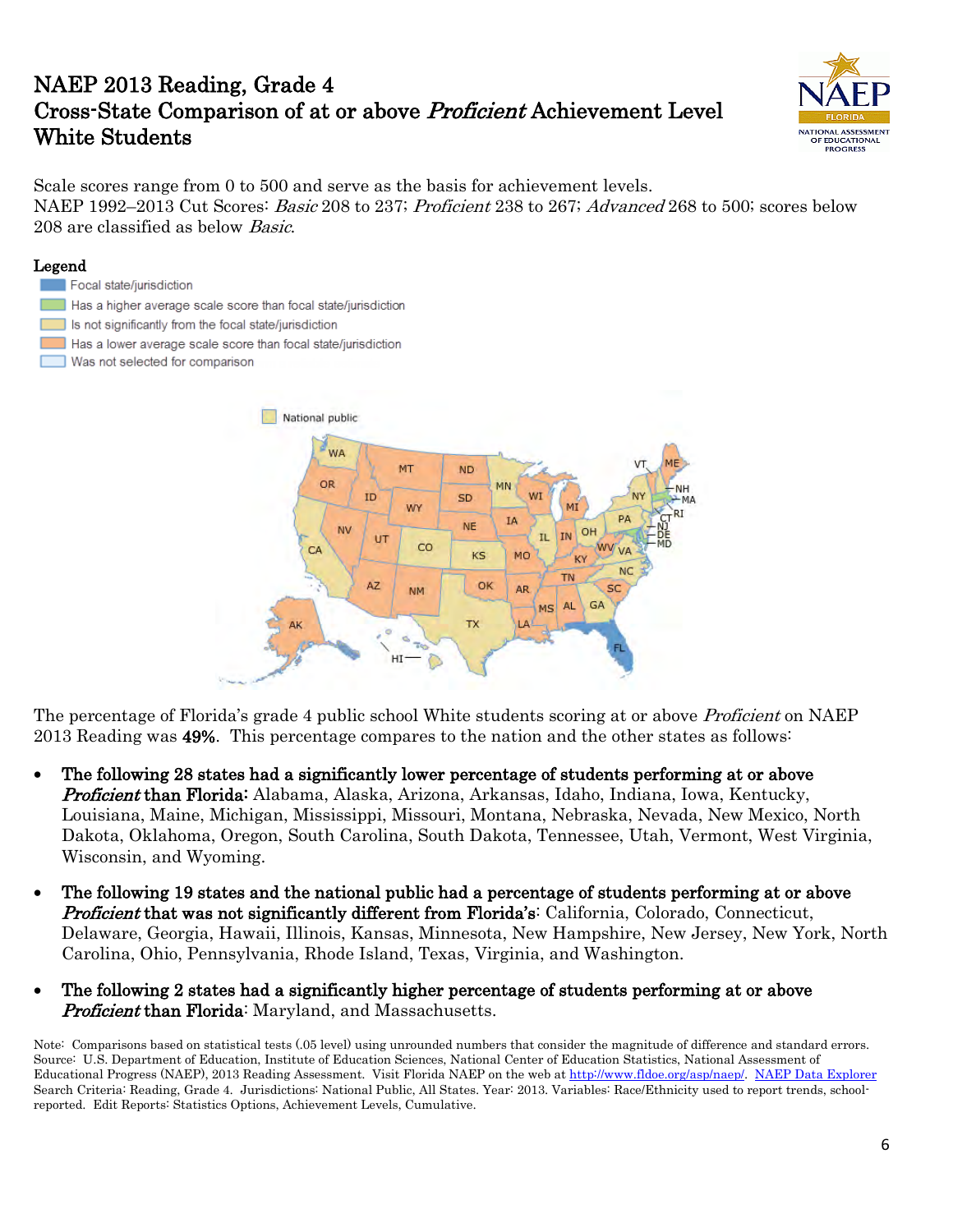# NAEP 2013 Reading, Grade 4
# Cross-State Comparison of at or above *Proficient* Achievement Level
# White Students

Scale scores range from 0 to 500 and serve as the basis for achievement levels.
NAEP 1992–2013 Cut Scores: *Basic* 208 to 237; *Proficient* 238 to 267; *Advanced* 268 to 500; scores below 208 are classified as below *Basic*.

**Legend**

- Focal state/jurisdiction
- Has a higher average scale score than focal state/jurisdiction
- Is not significantly from the focal state/jurisdiction
- Has a lower average scale score than focal state/jurisdiction
- Was not selected for comparison

The percentage of Florida's grade 4 public school White students scoring at or above *Proficient* on NAEP 2013 Reading was **49%**. This percentage compares to the nation and the other states as follows:

- **The following 28 states had a significantly lower percentage of students performing at or above *Proficient* than Florida:** Alabama, Alaska, Arizona, Arkansas, Idaho, Indiana, Iowa, Kentucky, Louisiana, Maine, Michigan, Mississippi, Missouri, Montana, Nebraska, Nevada, New Mexico, North Dakota, Oklahoma, Oregon, South Carolina, South Dakota, Tennessee, Utah, Vermont, West Virginia, Wisconsin, and Wyoming.
- **The following 19 states and the national public had a percentage of students performing at or above *Proficient* that was not significantly different from Florida's**: California, Colorado, Connecticut, Delaware, Georgia, Hawaii, Illinois, Kansas, Minnesota, New Hampshire, New Jersey, New York, North Carolina, Ohio, Pennsylvania, Rhode Island, Texas, Virginia, and Washington.
- **The following 2 states had a significantly higher percentage of students performing at or above *Proficient* than Florida**: Maryland, and Massachusetts.

Note: Comparisons based on statistical tests (.05 level) using unrounded numbers that consider the magnitude of difference and standard errors.
Source: U.S. Department of Education, Institute of Education Sciences, National Center of Education Statistics, National Assessment of Educational Progress (NAEP), 2013 Reading Assessment. Visit Florida NAEP on the web at http://www.fldoe.org/asp/naep/. NAEP Data Explorer Search Criteria: Reading, Grade 4. Jurisdictions: National Public, All States. Year: 2013. Variables: Race/Ethnicity used to report trends, school-reported. Edit Reports: Statistics Options, Achievement Levels, Cumulative.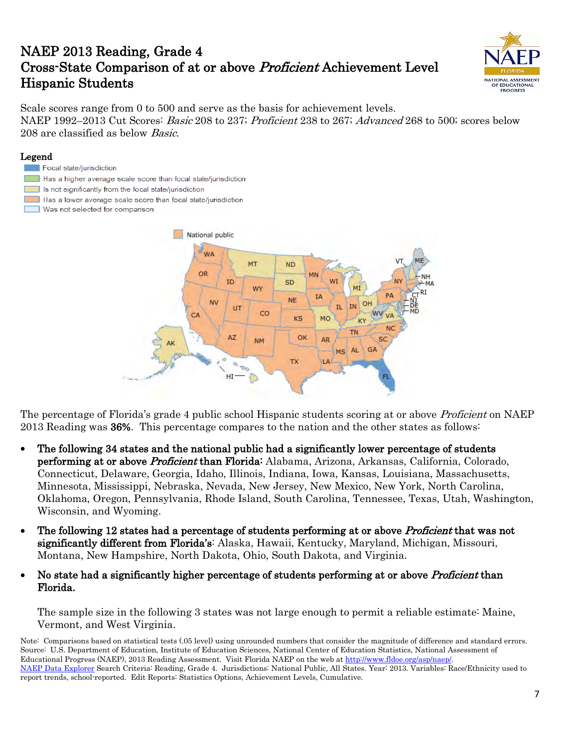# NAEP 2013 Reading, Grade 4
## Cross-State Comparison of at or above *Proficient* Achievement Level
## Hispanic Students

Scale scores range from 0 to 500 and serve as the basis for achievement levels.
NAEP 1992–2013 Cut Scores: *Basic* 208 to 237; *Proficient* 238 to 267; *Advanced* 268 to 500; scores below 208 are classified as below *Basic*.

**Legend**

- Focal state/jurisdiction
- Has a higher average scale score than focal state/jurisdiction
- Is not significantly from the focal state/jurisdiction
- Has a lower average scale score than focal state/jurisdiction
- Was not selected for comparison

The percentage of Florida's grade 4 public school Hispanic students scoring at or above *Proficient* on NAEP 2013 Reading was **36%**. This percentage compares to the nation and the other states as follows:

- **The following 34 states and the national public had a significantly lower percentage of students performing at or above *Proficient* than Florida:** Alabama, Arizona, Arkansas, California, Colorado, Connecticut, Delaware, Georgia, Idaho, Illinois, Indiana, Iowa, Kansas, Louisiana, Massachusetts, Minnesota, Mississippi, Nebraska, Nevada, New Jersey, New Mexico, New York, North Carolina, Oklahoma, Oregon, Pennsylvania, Rhode Island, South Carolina, Tennessee, Texas, Utah, Washington, Wisconsin, and Wyoming.
- **The following 12 states had a percentage of students performing at or above *Proficient* that was not significantly different from Florida's**: Alaska, Hawaii, Kentucky, Maryland, Michigan, Missouri, Montana, New Hampshire, North Dakota, Ohio, South Dakota, and Virginia.
- **No state had a significantly higher percentage of students performing at or above *Proficient* than Florida.**

  The sample size in the following 3 states was not large enough to permit a reliable estimate: Maine, Vermont, and West Virginia.

Note: Comparisons based on statistical tests (.05 level) using unrounded numbers that consider the magnitude of difference and standard errors.
Source: U.S. Department of Education, Institute of Education Sciences, National Center of Education Statistics, National Assessment of Educational Progress (NAEP), 2013 Reading Assessment. Visit Florida NAEP on the web at http://www.fldoe.org/asp/naep/.
NAEP Data Explorer Search Criteria: Reading, Grade 4. Jurisdictions: National Public, All States. Year: 2013. Variables: Race/Ethnicity used to report trends, school-reported. Edit Reports: Statistics Options, Achievement Levels, Cumulative.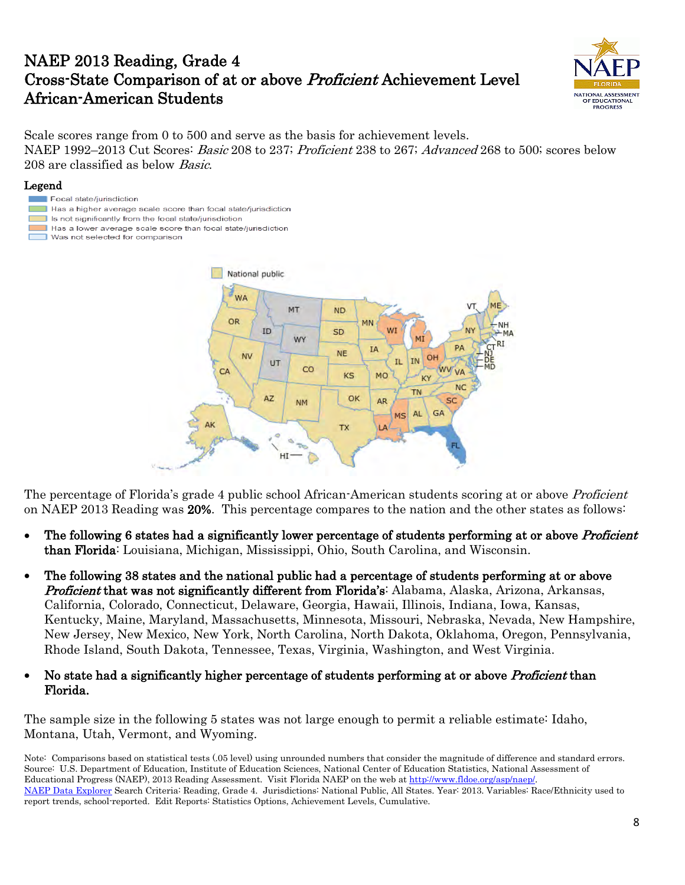# NAEP 2013 Reading, Grade 4
# Cross-State Comparison of at or above *Proficient* Achievement Level
# African-American Students

NAEP
FLORIDA
NATIONAL ASSESSMENT OF EDUCATIONAL PROGRESS

Scale scores range from 0 to 500 and serve as the basis for achievement levels.
NAEP 1992–2013 Cut Scores: *Basic* 208 to 237; *Proficient* 238 to 267; *Advanced* 268 to 500; scores below 208 are classified as below *Basic*.

**Legend**

- Focal state/jurisdiction
- Has a higher average scale score than focal state/jurisdiction
- Is not significantly from the focal state/jurisdiction
- Has a lower average scale score than focal state/jurisdiction
- Was not selected for comparison

National public

WA OR CA NV ID MT WY UT AZ CO NM ND SD NE KS OK TX MN IA MO AR LA WI IL MI IN OH KY TN MS AL GA FL SC NC VA WV PA NY VT ME NH MA RI CT NJ DE MD AK HI

The percentage of Florida's grade 4 public school African-American students scoring at or above *Proficient* on NAEP 2013 Reading was **20%**. This percentage compares to the nation and the other states as follows:

- **The following 6 states had a significantly lower percentage of students performing at or above *Proficient* than Florida**: Louisiana, Michigan, Mississippi, Ohio, South Carolina, and Wisconsin.
- **The following 38 states and the national public had a percentage of students performing at or above *Proficient* that was not significantly different from Florida's**: Alabama, Alaska, Arizona, Arkansas, California, Colorado, Connecticut, Delaware, Georgia, Hawaii, Illinois, Indiana, Iowa, Kansas, Kentucky, Maine, Maryland, Massachusetts, Minnesota, Missouri, Nebraska, Nevada, New Hampshire, New Jersey, New Mexico, New York, North Carolina, North Dakota, Oklahoma, Oregon, Pennsylvania, Rhode Island, South Dakota, Tennessee, Texas, Virginia, Washington, and West Virginia.
- **No state had a significantly higher percentage of students performing at or above *Proficient* than Florida.**

The sample size in the following 5 states was not large enough to permit a reliable estimate: Idaho, Montana, Utah, Vermont, and Wyoming.

Note: Comparisons based on statistical tests (.05 level) using unrounded numbers that consider the magnitude of difference and standard errors.
Source: U.S. Department of Education, Institute of Education Sciences, National Center of Education Statistics, National Assessment of Educational Progress (NAEP), 2013 Reading Assessment. Visit Florida NAEP on the web at http://www.fldoe.org/asp/naep/.
NAEP Data Explorer Search Criteria: Reading, Grade 4. Jurisdictions: National Public, All States. Year: 2013. Variables: Race/Ethnicity used to report trends, school-reported. Edit Reports: Statistics Options, Achievement Levels, Cumulative.